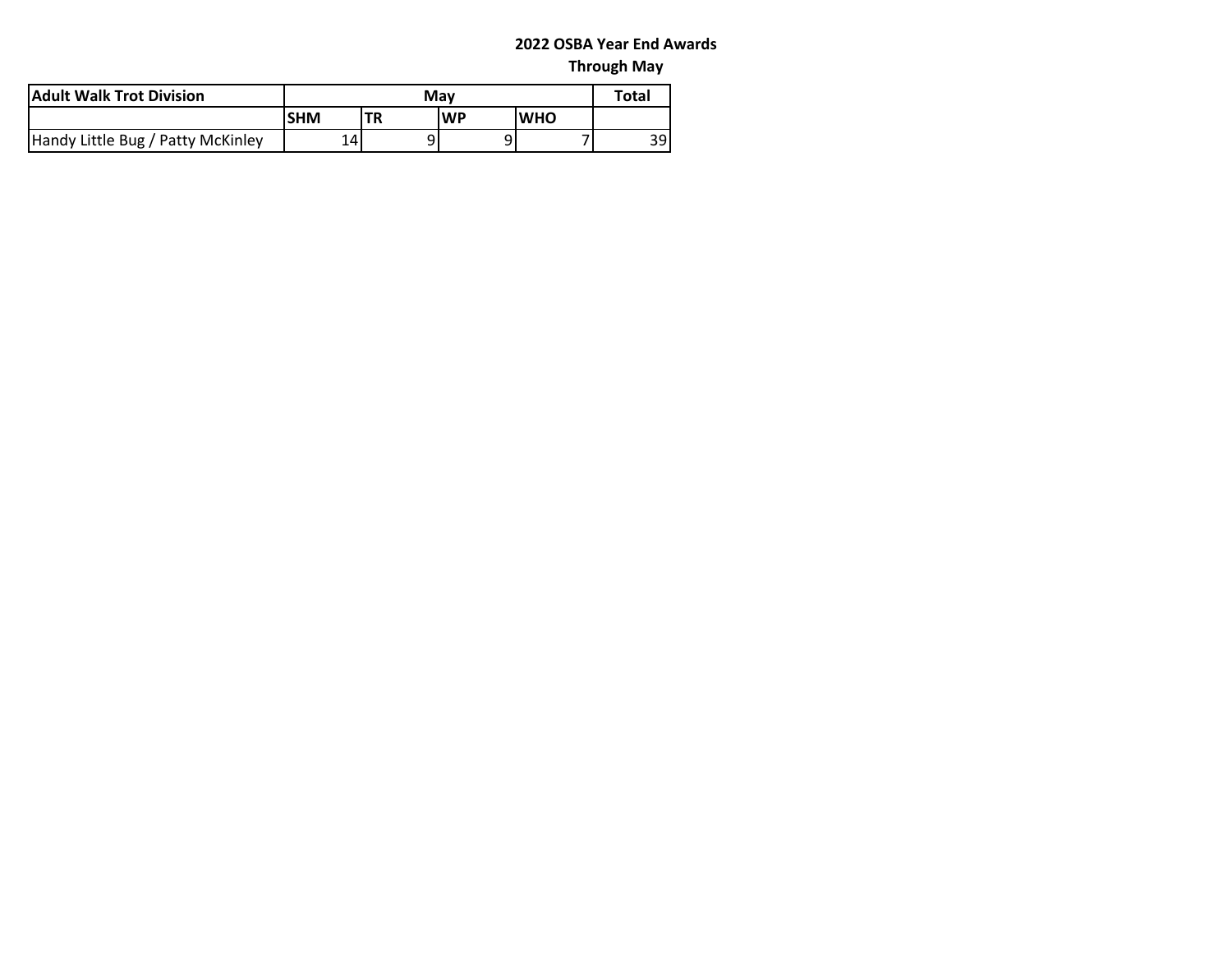# 2022 OSBA Year End Awards

## Through May

| Adult Walk Trot Division | May | | | | Total |
|---|---|---|---|---|---|
| | SHM | TR | WP | WHO | |
| Handy Little Bug / Patty McKinley | 14 | 9 | 9 | 7 | 39 |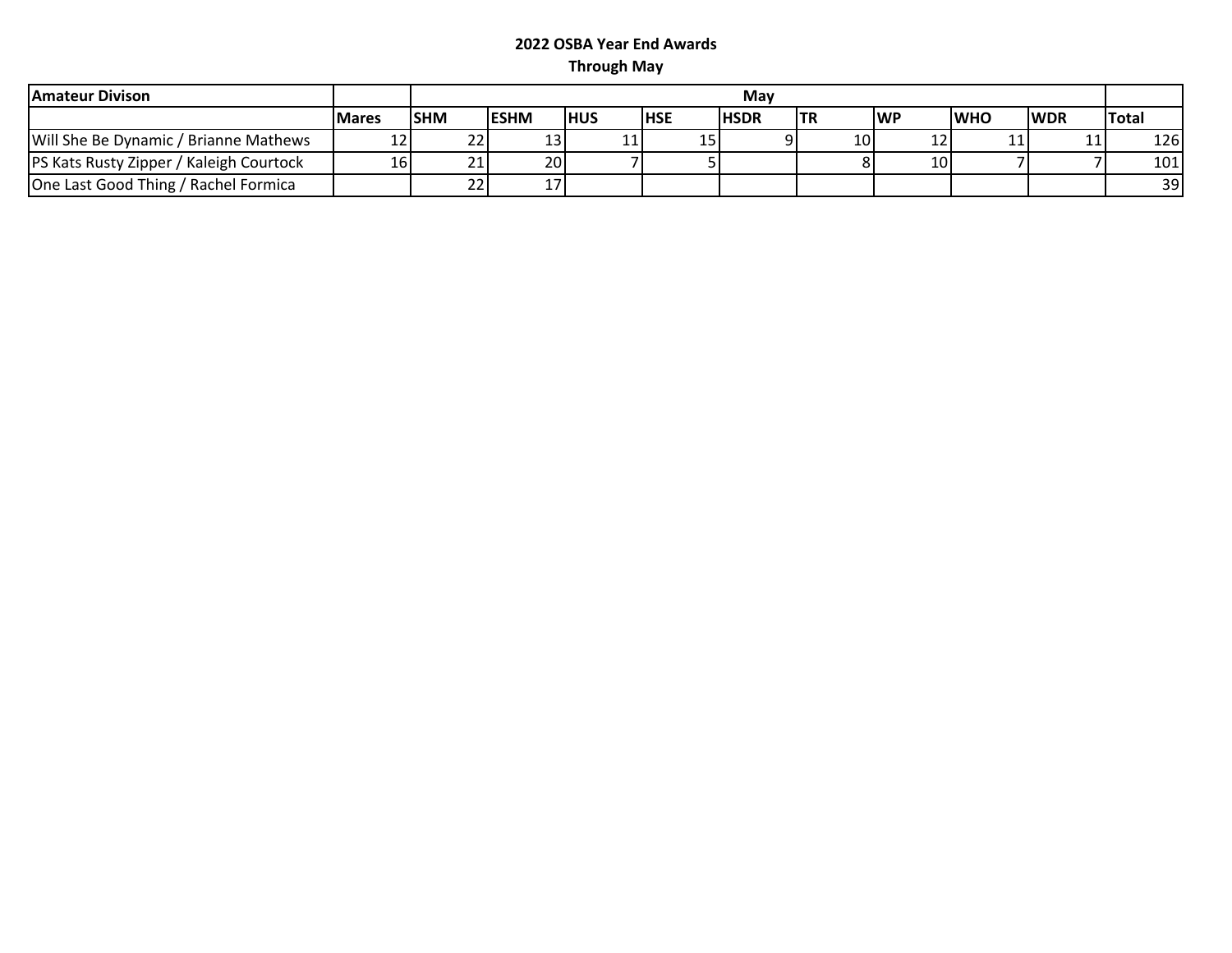**2022 OSBA Year End Awards**

**Through May**

| Amateur Divison | | May | | | | | | | | | |
|---|---|---|---|---|---|---|---|---|---|---|---|
| | Mares | SHM | ESHM | HUS | HSE | HSDR | TR | WP | WHO | WDR | Total |
| Will She Be Dynamic / Brianne Mathews | 12 | 22 | 13 | 11 | 15 | 9 | 10 | 12 | 11 | 11 | 126 |
| PS Kats Rusty Zipper / Kaleigh Courtock | 16 | 21 | 20 | 7 | 5 | | 8 | 10 | 7 | 7 | 101 |
| One Last Good Thing / Rachel Formica | | 22 | 17 | | | | | | | | 39 |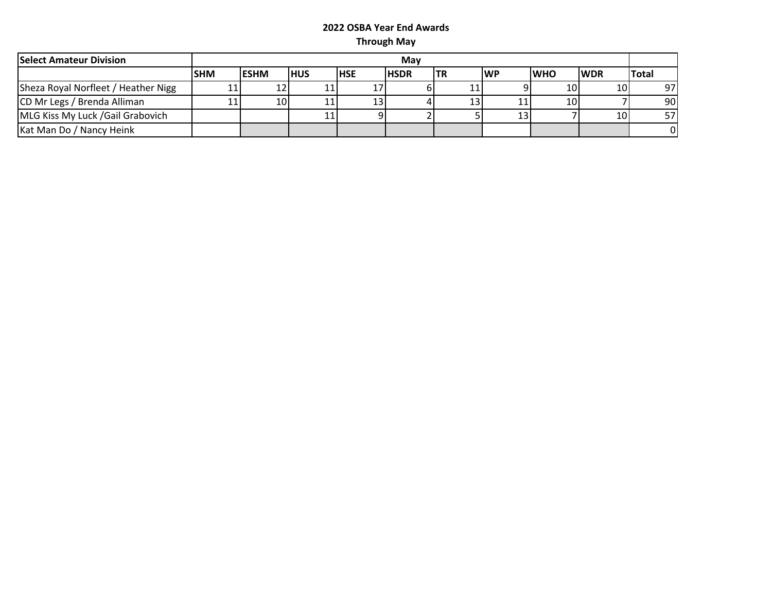**2022 OSBA Year End Awards**

**Through May**

| **Select Amateur Division** | **May** | | | | | | | | | |
|---|---|---|---|---|---|---|---|---|---|---|
| | **SHM** | **ESHM** | **HUS** | **HSE** | **HSDR** | **TR** | **WP** | **WHO** | **WDR** | **Total** |
| Sheza Royal Norfleet / Heather Nigg | 11 | 12 | 11 | 17 | 6 | 11 | 9 | 10 | 10 | 97 |
| CD Mr Legs / Brenda Alliman | 11 | 10 | 11 | 13 | 4 | 13 | 11 | 10 | 7 | 90 |
| MLG Kiss My Luck /Gail Grabovich | | | 11 | 9 | 2 | 5 | 13 | 7 | 10 | 57 |
| Kat Man Do / Nancy Heink | | | | | | | | | | 0 |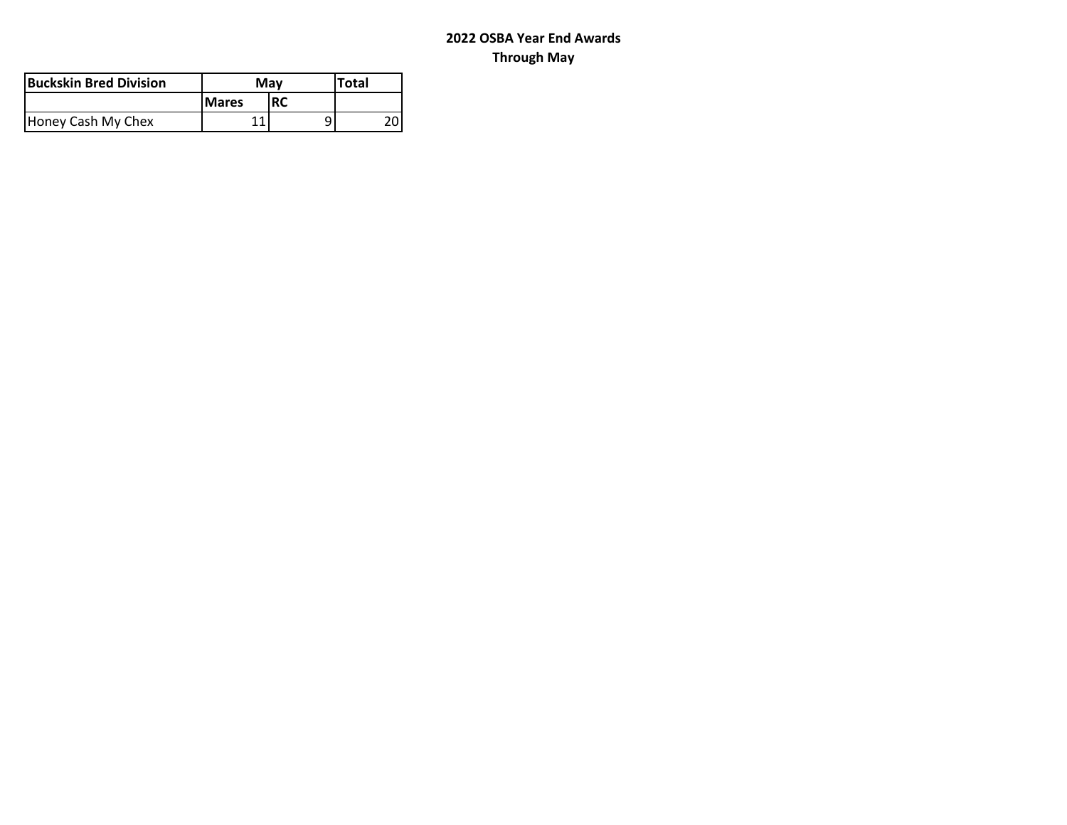**2022 OSBA Year End Awards**
**Through May**

| Buckskin Bred Division | May | | Total |
|---|---|---|---|
| | Mares | RC | |
| Honey Cash My Chex | 11 | 9 | 20 |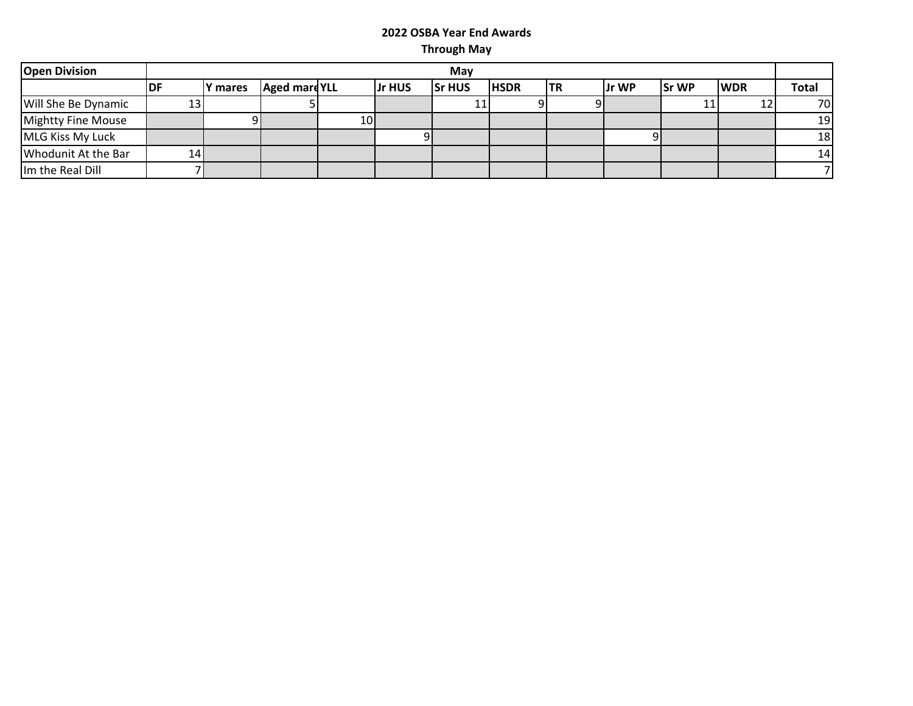# 2022 OSBA Year End Awards

## Through May

| Open Division | May | | | | | | | | | | | |
|---|---|---|---|---|---|---|---|---|---|---|---|---|
| | DF | Y mares | Aged mare | YLL | Jr HUS | Sr HUS | HSDR | TR | Jr WP | Sr WP | WDR | Total |
| Will She Be Dynamic | 13 | | 5 | | | 11 | 9 | 9 | | 11 | 12 | 70 |
| Mightty Fine Mouse | | 9 | | 10 | | | | | | | | 19 |
| MLG Kiss My Luck | | | | | 9 | | | | 9 | | | 18 |
| Whodunit At the Bar | 14 | | | | | | | | | | | 14 |
| Im the Real Dill | 7 | | | | | | | | | | | 7 |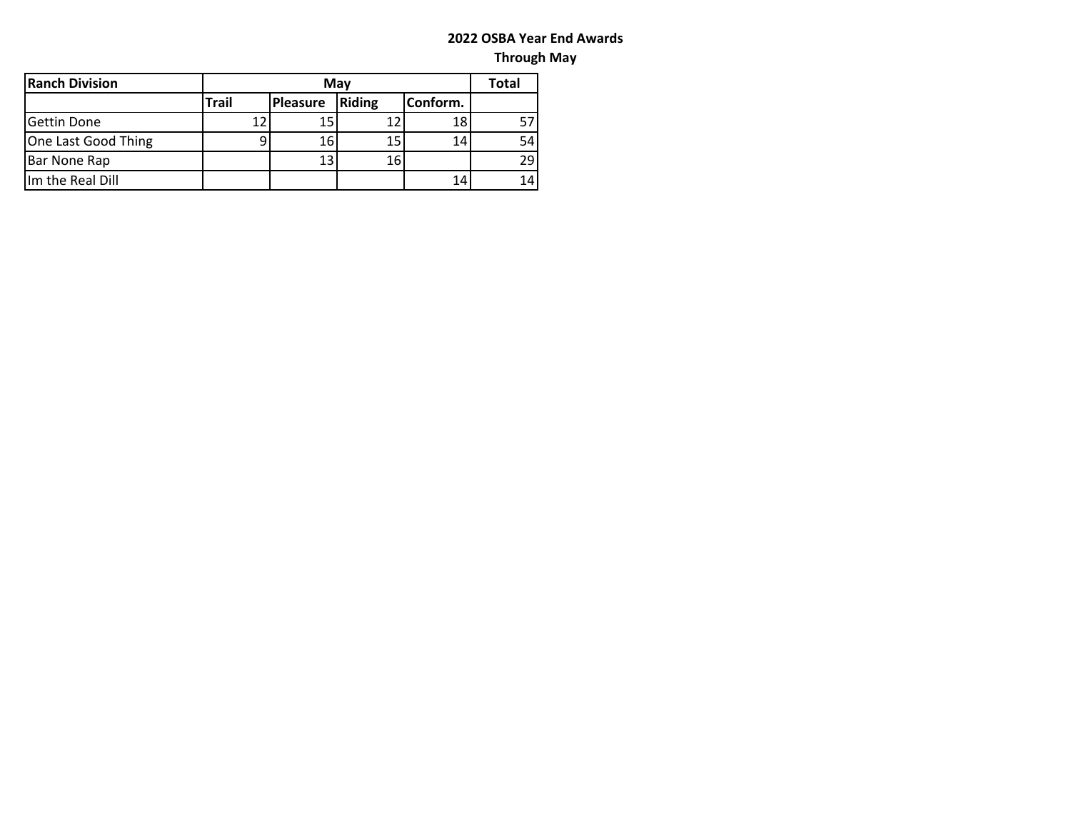# 2022 OSBA Year End Awards

## Through May

| Ranch Division | May | | | | Total |
|---|---|---|---|---|---|
| | Trail | Pleasure | Riding | Conform. | |
| Gettin Done | 12 | 15 | 12 | 18 | 57 |
| One Last Good Thing | 9 | 16 | 15 | 14 | 54 |
| Bar None Rap | | 13 | 16 | | 29 |
| Im the Real Dill | | | | 14 | 14 |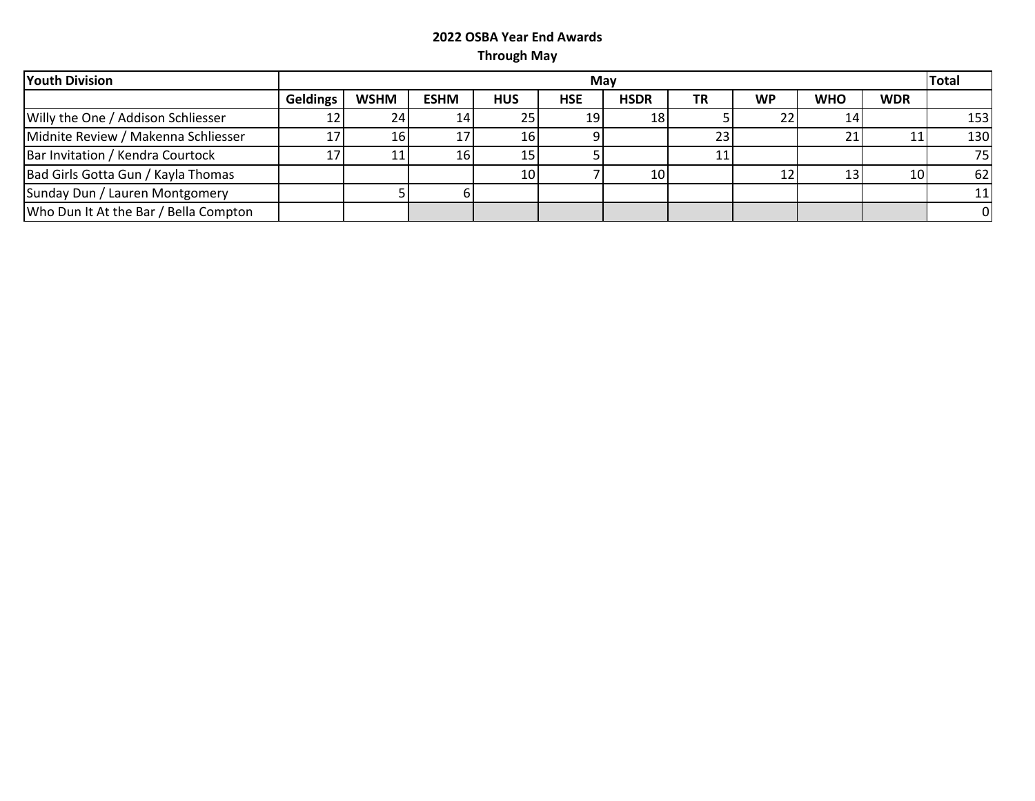**2022 OSBA Year End Awards**

**Through May**

| Youth Division | May | | | | | | | | | | Total |
|---|---|---|---|---|---|---|---|---|---|---|---|
| | Geldings | WSHM | ESHM | HUS | HSE | HSDR | TR | WP | WHO | WDR | |
| Willy the One / Addison Schliesser | 12 | 24 | 14 | 25 | 19 | 18 | 5 | 22 | 14 | | 153 |
| Midnite Review / Makenna Schliesser | 17 | 16 | 17 | 16 | 9 | | 23 | | 21 | 11 | 130 |
| Bar Invitation / Kendra Courtock | 17 | 11 | 16 | 15 | 5 | | 11 | | | | 75 |
| Bad Girls Gotta Gun / Kayla Thomas | | | | 10 | 7 | 10 | | 12 | 13 | 10 | 62 |
| Sunday Dun / Lauren Montgomery | | 5 | 6 | | | | | | | | 11 |
| Who Dun It At the Bar / Bella Compton | | | | | | | | | | | 0 |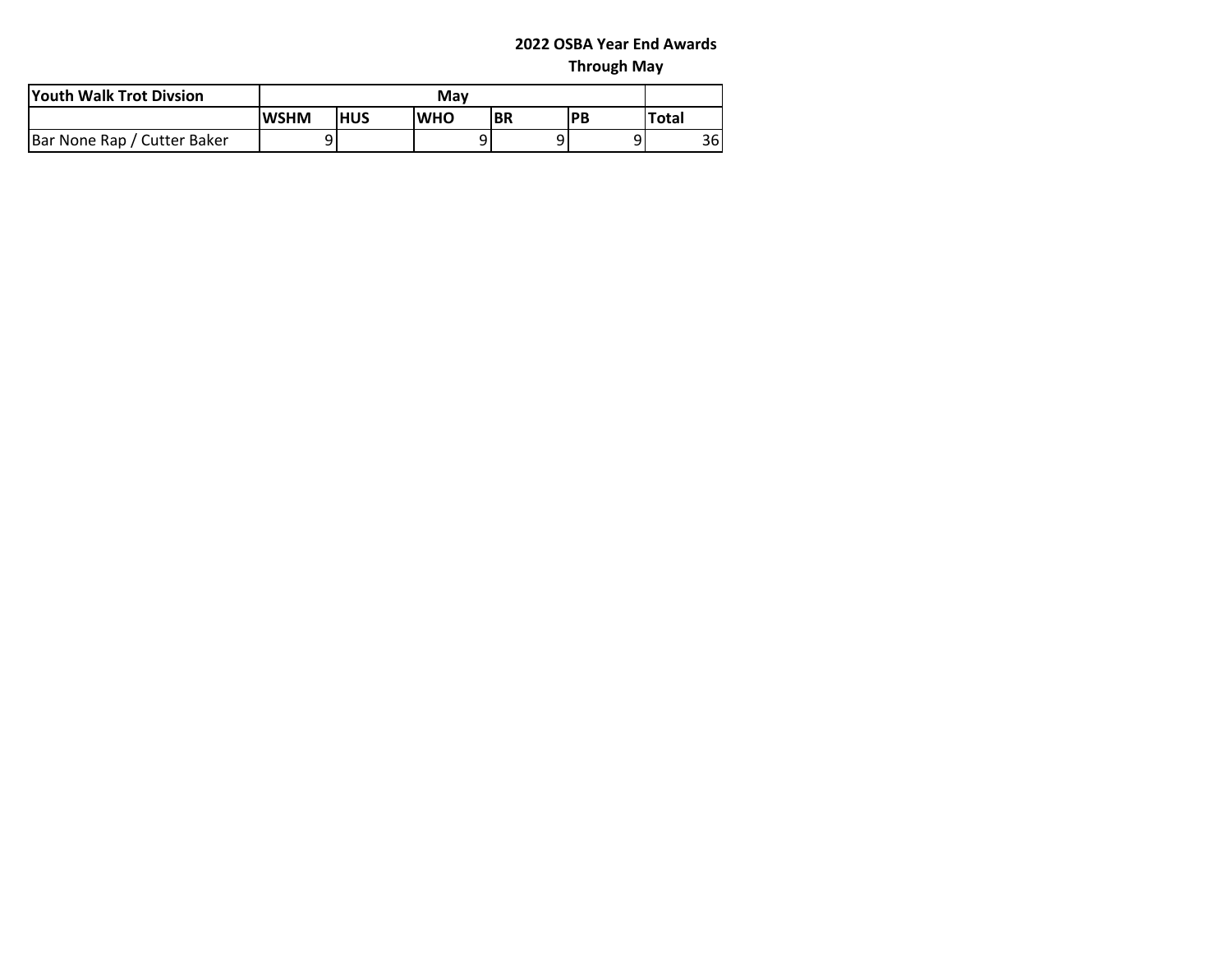**2022 OSBA Year End Awards**

**Through May**

| Youth Walk Trot Divsion | May | | | | | |
|---|---|---|---|---|---|---|
| | WSHM | HUS | WHO | BR | PB | Total |
| Bar None Rap / Cutter Baker | 9 | | 9 | 9 | 9 | 36 |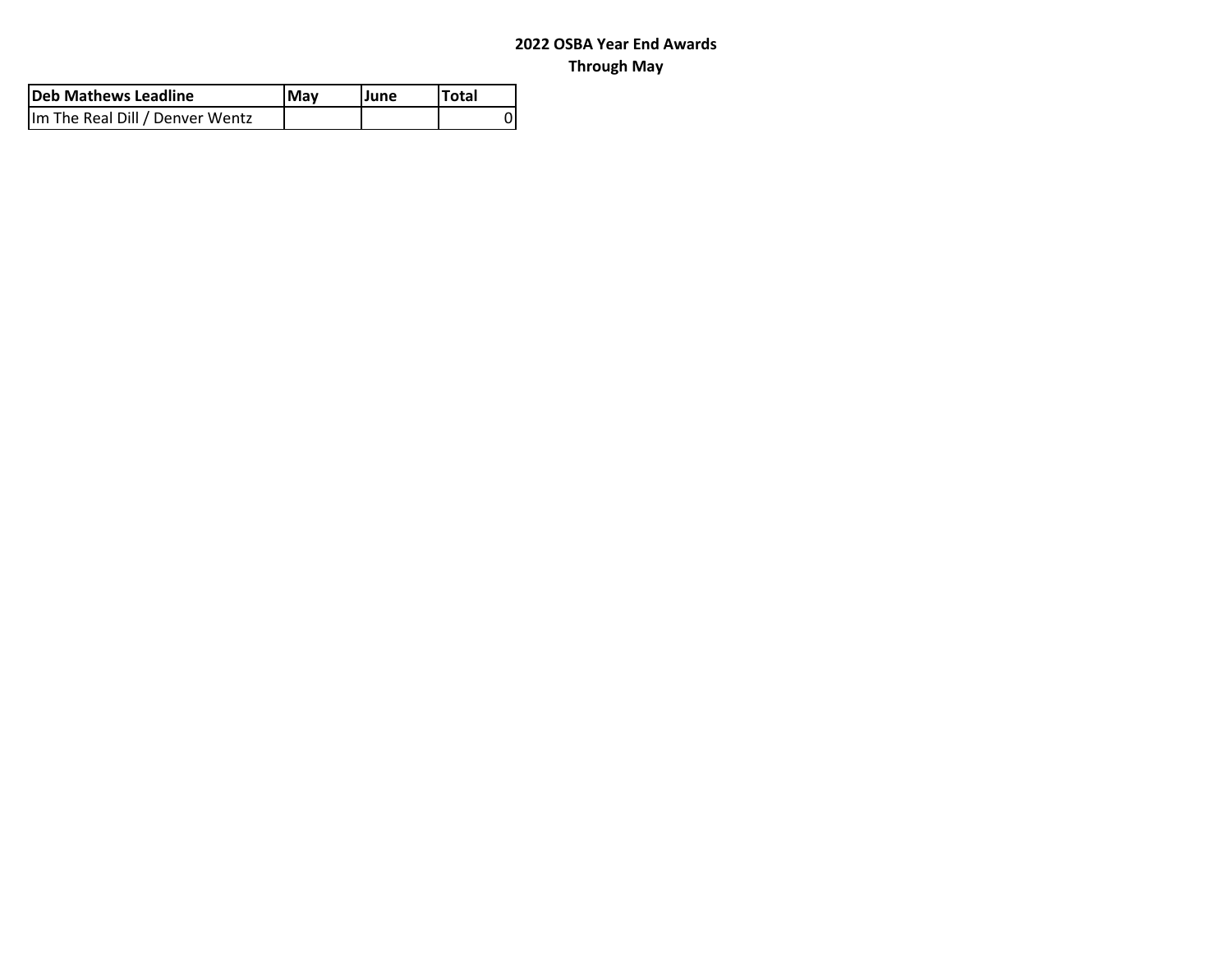**2022 OSBA Year End Awards**
**Through May**

| Deb Mathews Leadline | May | June | Total |
| --- | --- | --- | --- |
| Im The Real Dill / Denver Wentz | | | 0 |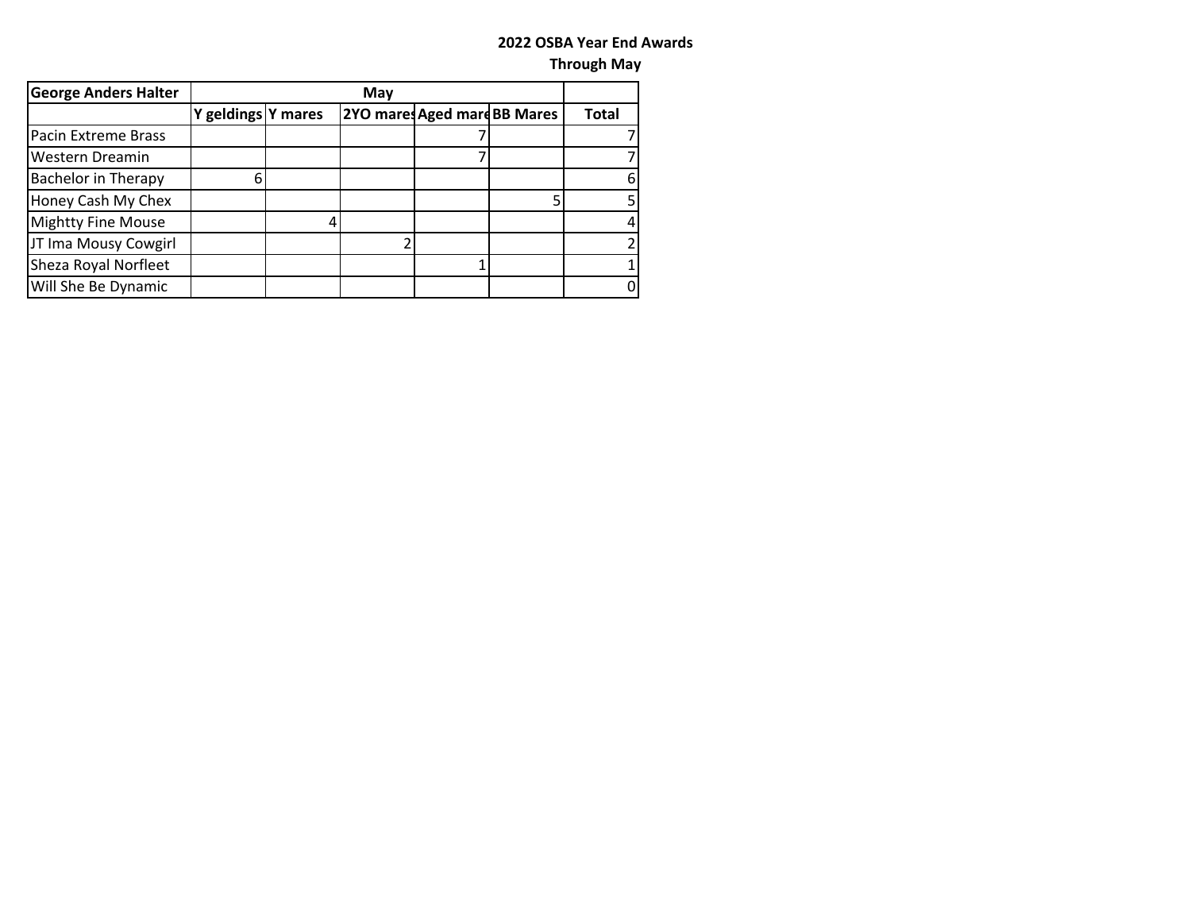**2022 OSBA Year End Awards**

**Through May**

| George Anders Halter | May | | | | | |
|---|---|---|---|---|---|---|
| | Y geldings | Y mares | 2YO mares | Aged mare | BB Mares | Total |
| Pacin Extreme Brass | | | | 7 | | 7 |
| Western Dreamin | | | | 7 | | 7 |
| Bachelor in Therapy | 6 | | | | | 6 |
| Honey Cash My Chex | | | | | 5 | 5 |
| Mightty Fine Mouse | | 4 | | | | 4 |
| JT Ima Mousy Cowgirl | | | 2 | | | 2 |
| Sheza Royal Norfleet | | | | 1 | | 1 |
| Will She Be Dynamic | | | | | | 0 |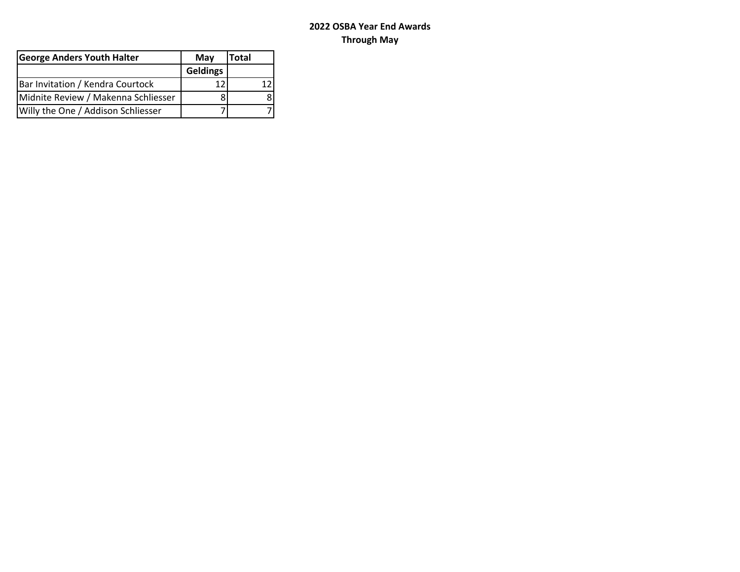**2022 OSBA Year End Awards**
**Through May**

| George Anders Youth Halter | May | Total |
|---|---|---|
| | Geldings | |
| Bar Invitation / Kendra Courtock | 12 | 12 |
| Midnite Review / Makenna Schliesser | 8 | 8 |
| Willy the One / Addison Schliesser | 7 | 7 |